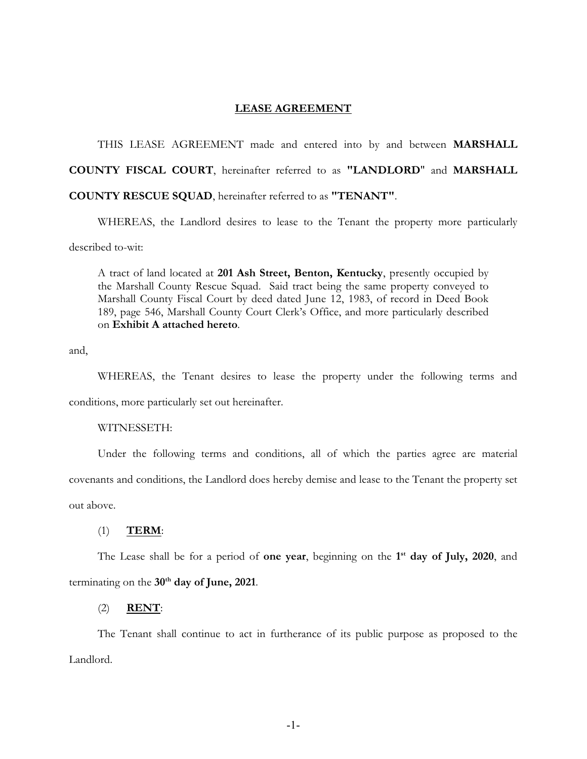# **LEASE AGREEMENT**

THIS LEASE AGREEMENT made and entered into by and between **MARSHALL COUNTY FISCAL COURT**, hereinafter referred to as **"LANDLORD"** and **MARSHALL COUNTY RESCUE SQUAD**, hereinafter referred to as **"TENANT"**.

WHEREAS, the Landlord desires to lease to the Tenant the property more particularly described to-wit:

> A tract of land located at **201 Ash Street, Benton, Kentucky**, presently occupied by the Marshall County Rescue Squad. Said tract being the same property conveyed to Marshall County Fiscal Court by deed dated June 12, 1983, of record in Deed Book 189, page 546, Marshall County Court Clerk's Office, and more particularly described on **Exhibit A attached hereto**.

and,

WHEREAS, the Tenant desires to lease the property under the following terms and conditions, more particularly set out hereinafter.

WITNESSETH:

Under the following terms and conditions, all of which the parties agree are material covenants and conditions, the Landlord does hereby demise and lease to the Tenant the property set out above.

(1) **TERM**:

The Lease shall be for a period of **one year**, beginning on the **1st day of July, 2020**, and terminating on the **30th day of June, 2021**.

(2) **RENT**:

The Tenant shall continue to act in furtherance of its public purpose as proposed to the Landlord.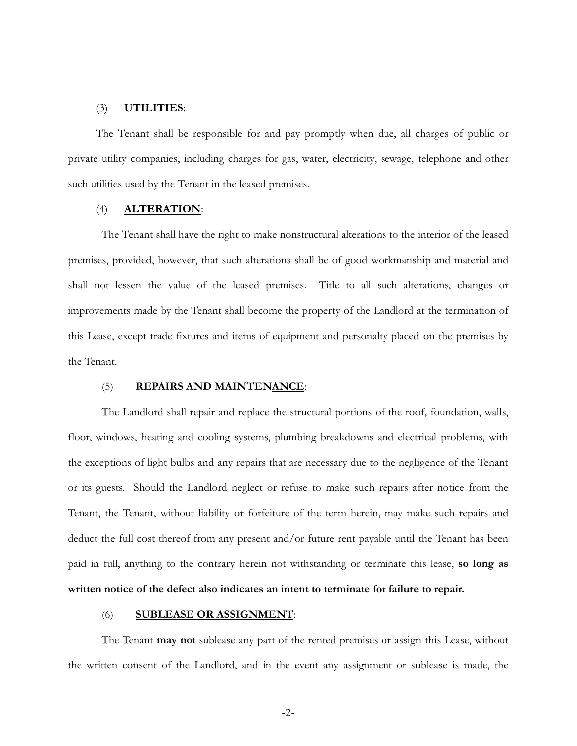(3) **UTILITIES**:

The Tenant shall be responsible for and pay promptly when due, all charges of public or private utility companies, including charges for gas, water, electricity, sewage, telephone and other such utilities used by the Tenant in the leased premises.

(4) **ALTERATION**:

The Tenant shall have the right to make nonstructural alterations to the interior of the leased premises, provided, however, that such alterations shall be of good workmanship and material and shall not lessen the value of the leased premises. Title to all such alterations, changes or improvements made by the Tenant shall become the property of the Landlord at the termination of this Lease, except trade fixtures and items of equipment and personalty placed on the premises by the Tenant.

(5) **REPAIRS AND MAINTENANCE**:

The Landlord shall repair and replace the structural portions of the roof, foundation, walls, floor, windows, heating and cooling systems, plumbing breakdowns and electrical problems, with the exceptions of light bulbs and any repairs that are necessary due to the negligence of the Tenant or its guests. Should the Landlord neglect or refuse to make such repairs after notice from the Tenant, the Tenant, without liability or forfeiture of the term herein, may make such repairs and deduct the full cost thereof from any present and/or future rent payable until the Tenant has been paid in full, anything to the contrary herein not withstanding or terminate this lease, **so long as written notice of the defect also indicates an intent to terminate for failure to repair.**

(6) **SUBLEASE OR ASSIGNMENT**:

The Tenant **may not** sublease any part of the rented premises or assign this Lease, without the written consent of the Landlord, and in the event any assignment or sublease is made, the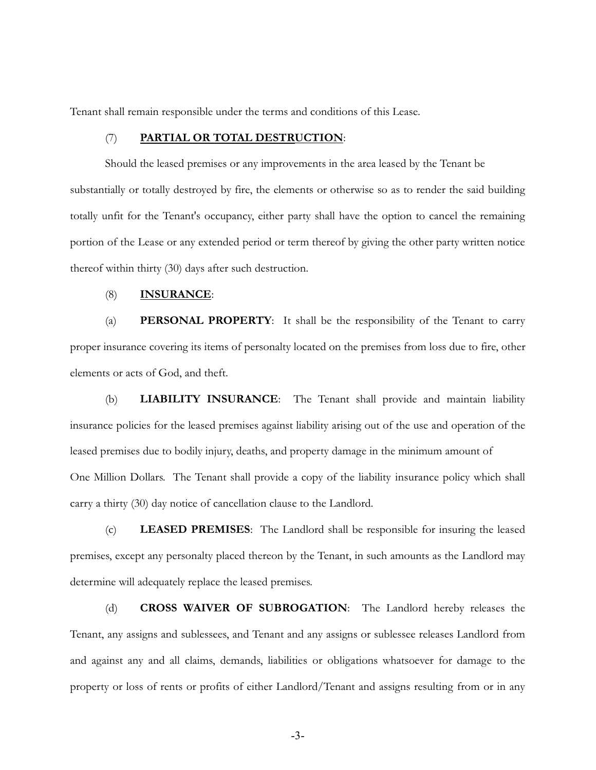Tenant shall remain responsible under the terms and conditions of this Lease.

(7) **PARTIAL OR TOTAL DESTRUCTION**:

Should the leased premises or any improvements in the area leased by the Tenant be substantially or totally destroyed by fire, the elements or otherwise so as to render the said building totally unfit for the Tenant's occupancy, either party shall have the option to cancel the remaining portion of the Lease or any extended period or term thereof by giving the other party written notice thereof within thirty (30) days after such destruction.

(8) **INSURANCE**:

(a) **PERSONAL PROPERTY**: It shall be the responsibility of the Tenant to carry proper insurance covering its items of personalty located on the premises from loss due to fire, other elements or acts of God, and theft.

(b) **LIABILITY INSURANCE**: The Tenant shall provide and maintain liability insurance policies for the leased premises against liability arising out of the use and operation of the leased premises due to bodily injury, deaths, and property damage in the minimum amount of One Million Dollars. The Tenant shall provide a copy of the liability insurance policy which shall carry a thirty (30) day notice of cancellation clause to the Landlord.

(c) **LEASED PREMISES**: The Landlord shall be responsible for insuring the leased premises, except any personalty placed thereon by the Tenant, in such amounts as the Landlord may determine will adequately replace the leased premises.

(d) **CROSS WAIVER OF SUBROGATION**: The Landlord hereby releases the Tenant, any assigns and sublessees, and Tenant and any assigns or sublessee releases Landlord from and against any and all claims, demands, liabilities or obligations whatsoever for damage to the property or loss of rents or profits of either Landlord/Tenant and assigns resulting from or in any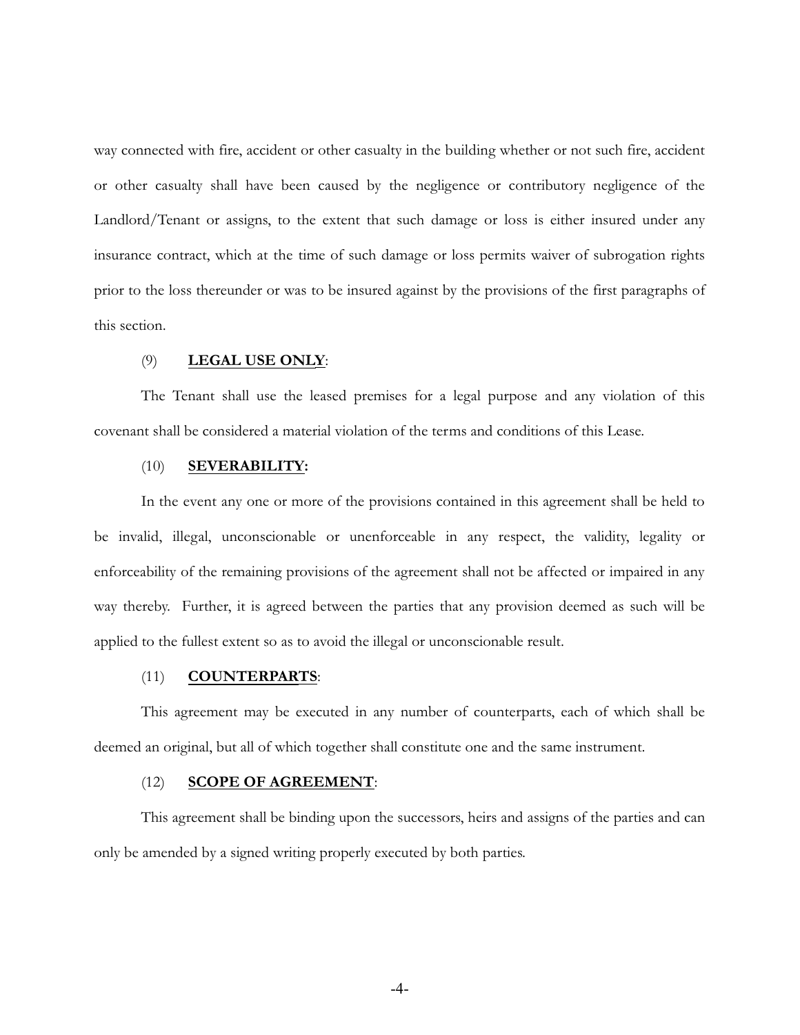way connected with fire, accident or other casualty in the building whether or not such fire, accident or other casualty shall have been caused by the negligence or contributory negligence of the Landlord/Tenant or assigns, to the extent that such damage or loss is either insured under any insurance contract, which at the time of such damage or loss permits waiver of subrogation rights prior to the loss thereunder or was to be insured against by the provisions of the first paragraphs of this section.

(9) **LEGAL USE ONLY**:

The Tenant shall use the leased premises for a legal purpose and any violation of this covenant shall be considered a material violation of the terms and conditions of this Lease.

(10) **SEVERABILITY:**

In the event any one or more of the provisions contained in this agreement shall be held to be invalid, illegal, unconscionable or unenforceable in any respect, the validity, legality or enforceability of the remaining provisions of the agreement shall not be affected or impaired in any way thereby. Further, it is agreed between the parties that any provision deemed as such will be applied to the fullest extent so as to avoid the illegal or unconscionable result.

(11) **COUNTERPARTS**:

This agreement may be executed in any number of counterparts, each of which shall be deemed an original, but all of which together shall constitute one and the same instrument.

(12) **SCOPE OF AGREEMENT**:

This agreement shall be binding upon the successors, heirs and assigns of the parties and can only be amended by a signed writing properly executed by both parties.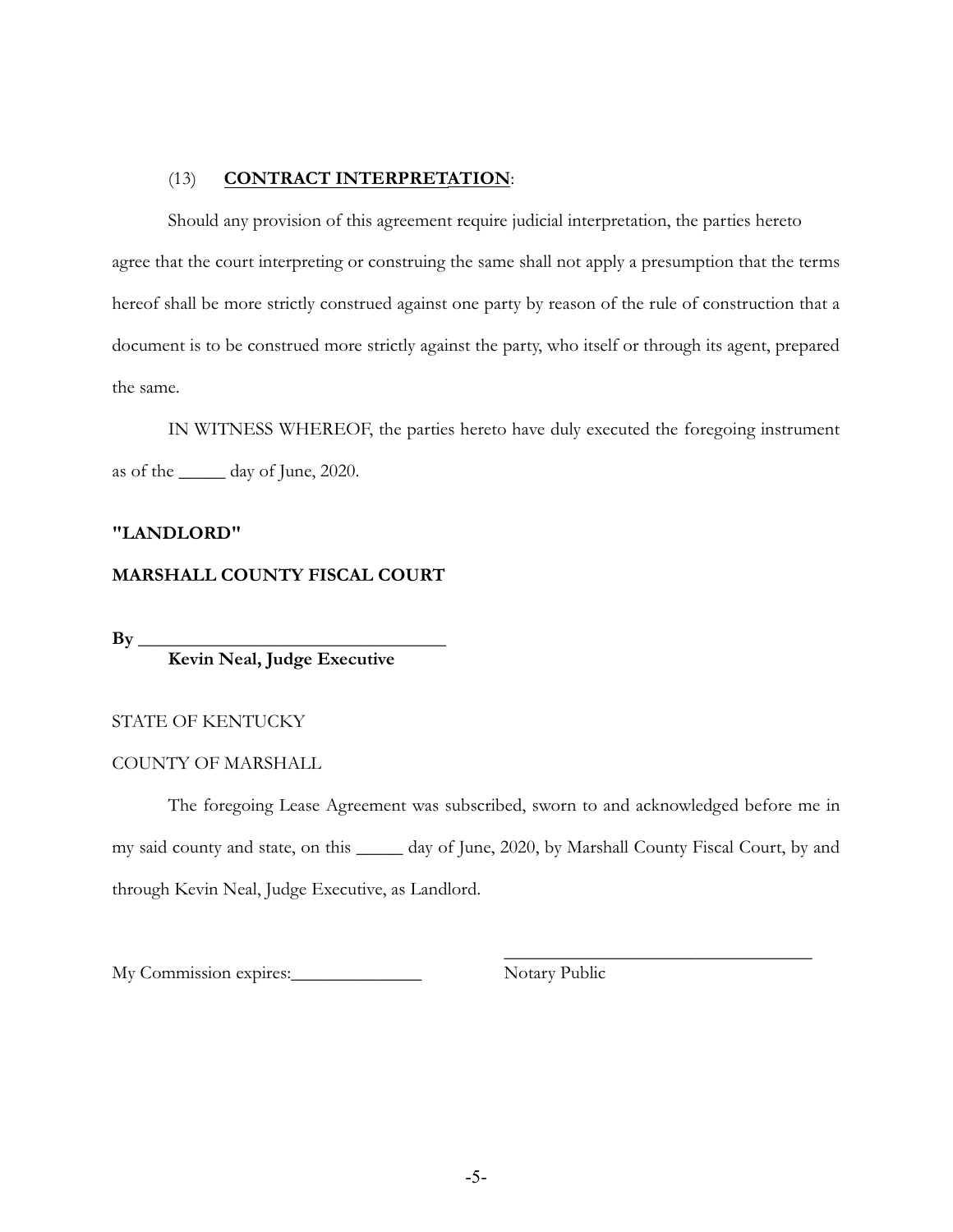(13) **CONTRACT INTERPRETATION**:

Should any provision of this agreement require judicial interpretation, the parties hereto agree that the court interpreting or construing the same shall not apply a presumption that the terms hereof shall be more strictly construed against one party by reason of the rule of construction that a document is to be construed more strictly against the party, who itself or through its agent, prepared the same.

IN WITNESS WHEREOF, the parties hereto have duly executed the foregoing instrument as of the _____ day of June, 2020.

**"LANDLORD"**

**MARSHALL COUNTY FISCAL COURT**

**By ________________________________**
**Kevin Neal, Judge Executive**

STATE OF KENTUCKY

COUNTY OF MARSHALL

The foregoing Lease Agreement was subscribed, sworn to and acknowledged before me in my said county and state, on this _____ day of June, 2020, by Marshall County Fiscal Court, by and through Kevin Neal, Judge Executive, as Landlord.

My Commission expires:______________

________________________________
Notary Public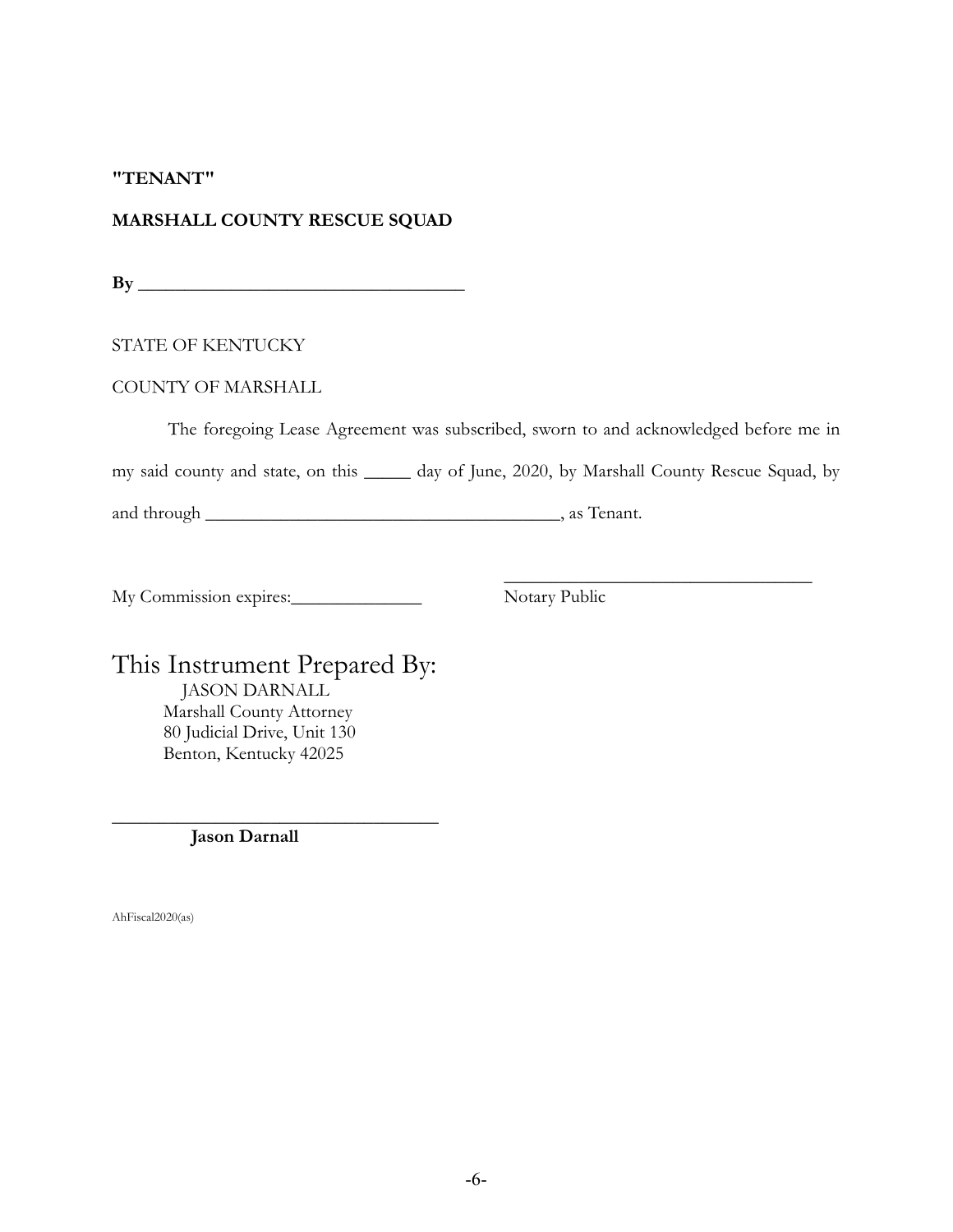**"TENANT"**

**MARSHALL COUNTY RESCUE SQUAD**

**By ___________________________________**

STATE OF KENTUCKY

COUNTY OF MARSHALL

The foregoing Lease Agreement was subscribed, sworn to and acknowledged before me in my said county and state, on this _____ day of June, 2020, by Marshall County Rescue Squad, by and through _______________________________________, as Tenant.

My Commission expires:______________

_________________________________
Notary Public

This Instrument Prepared By:

JASON DARNALL
Marshall County Attorney
80 Judicial Drive, Unit 130
Benton, Kentucky 42025

___________________________________
**Jason Darnall**

AhFiscal2020(as)